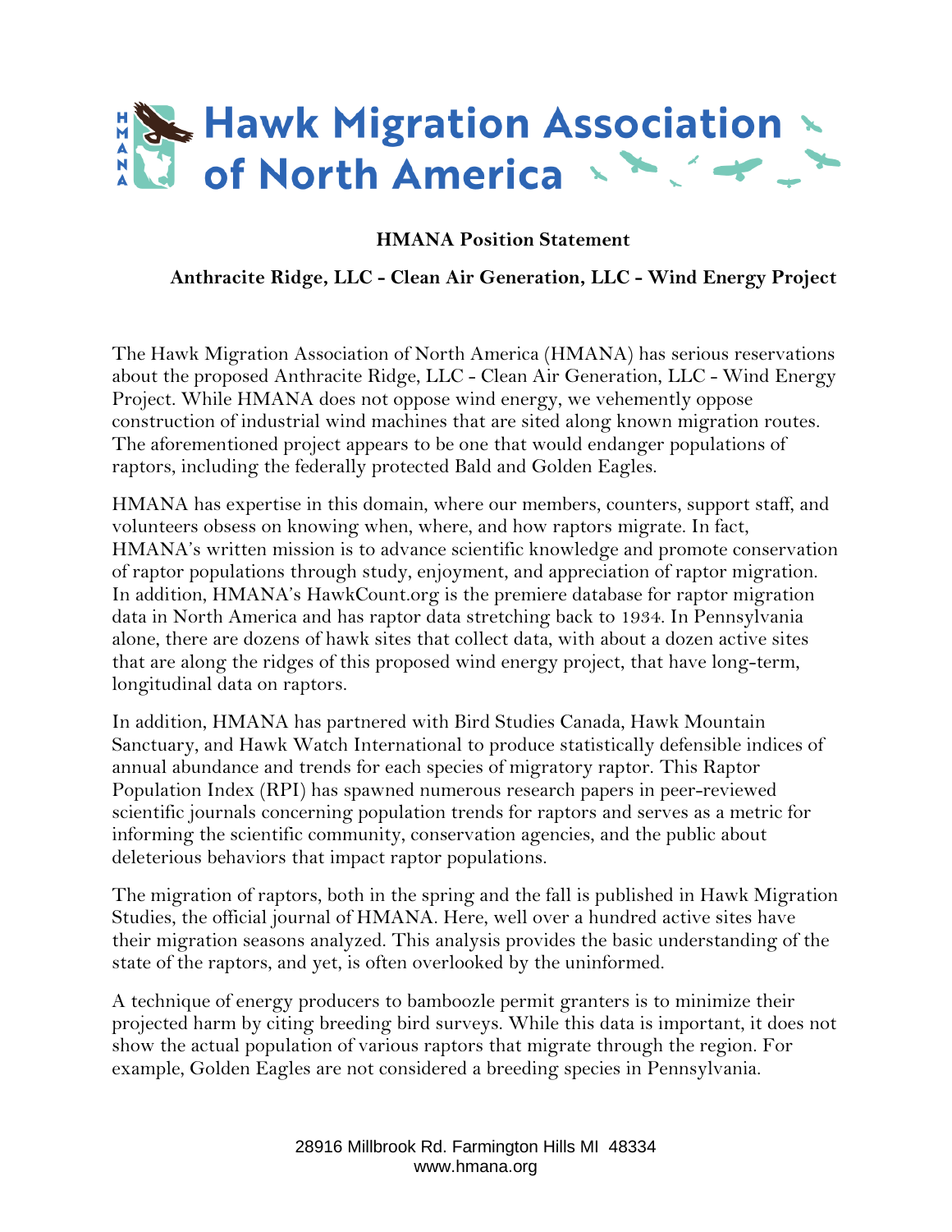# Hawk Migration Association of North America

## HMANA Position Statement

### Anthracite Ridge, LLC - Clean Air Generation, LLC - Wind Energy Project

The Hawk Migration Association of North America (HMANA) has serious reservations about the proposed Anthracite Ridge, LLC - Clean Air Generation, LLC - Wind Energy Project. While HMANA does not oppose wind energy, we vehemently oppose construction of industrial wind machines that are sited along known migration routes. The aforementioned project appears to be one that would endanger populations of raptors, including the federally protected Bald and Golden Eagles.

HMANA has expertise in this domain, where our members, counters, support staff, and volunteers obsess on knowing when, where, and how raptors migrate. In fact, HMANA's written mission is to advance scientific knowledge and promote conservation of raptor populations through study, enjoyment, and appreciation of raptor migration. In addition, HMANA's HawkCount.org is the premiere database for raptor migration data in North America and has raptor data stretching back to 1934. In Pennsylvania alone, there are dozens of hawk sites that collect data, with about a dozen active sites that are along the ridges of this proposed wind energy project, that have long-term, longitudinal data on raptors.

In addition, HMANA has partnered with Bird Studies Canada, Hawk Mountain Sanctuary, and Hawk Watch International to produce statistically defensible indices of annual abundance and trends for each species of migratory raptor. This Raptor Population Index (RPI) has spawned numerous research papers in peer-reviewed scientific journals concerning population trends for raptors and serves as a metric for informing the scientific community, conservation agencies, and the public about deleterious behaviors that impact raptor populations.

The migration of raptors, both in the spring and the fall is published in Hawk Migration Studies, the official journal of HMANA. Here, well over a hundred active sites have their migration seasons analyzed. This analysis provides the basic understanding of the state of the raptors, and yet, is often overlooked by the uninformed.

A technique of energy producers to bamboozle permit granters is to minimize their projected harm by citing breeding bird surveys. While this data is important, it does not show the actual population of various raptors that migrate through the region. For example, Golden Eagles are not considered a breeding species in Pennsylvania.

28916 Millbrook Rd. Farmington Hills MI 48334
www.hmana.org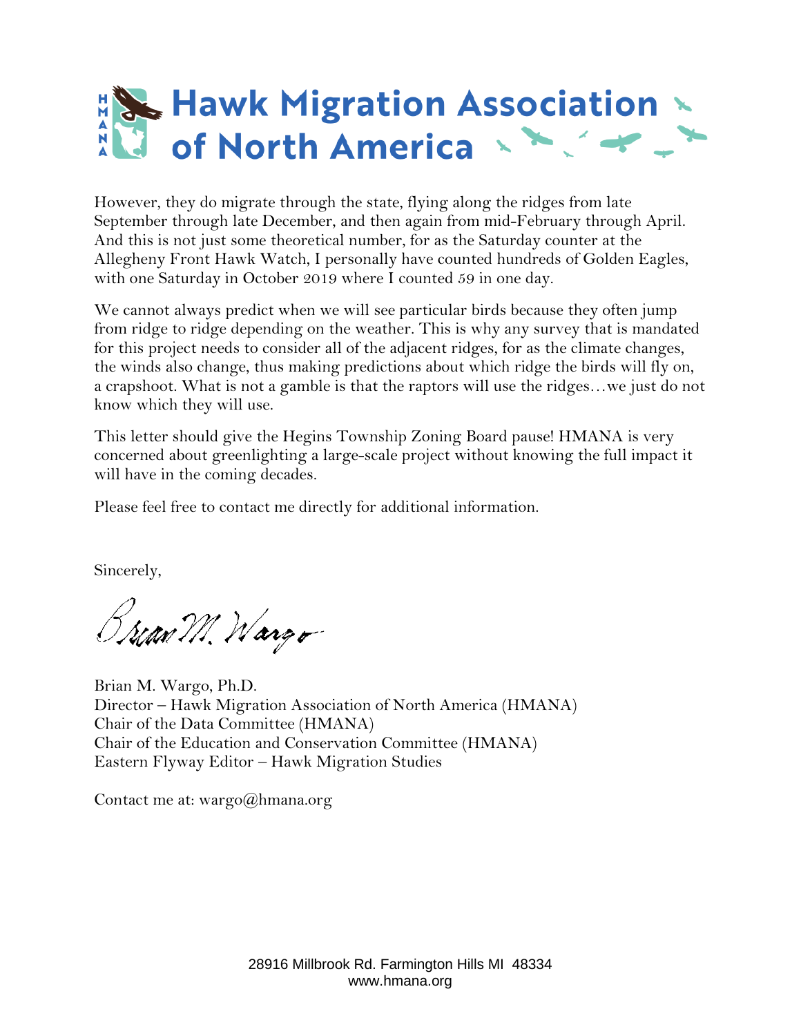However, they do migrate through the state, flying along the ridges from late September through late December, and then again from mid-February through April. And this is not just some theoretical number, for as the Saturday counter at the Allegheny Front Hawk Watch, I personally have counted hundreds of Golden Eagles, with one Saturday in October 2019 where I counted 59 in one day.

We cannot always predict when we will see particular birds because they often jump from ridge to ridge depending on the weather. This is why any survey that is mandated for this project needs to consider all of the adjacent ridges, for as the climate changes, the winds also change, thus making predictions about which ridge the birds will fly on, a crapshoot. What is not a gamble is that the raptors will use the ridges…we just do not know which they will use.

This letter should give the Hegins Township Zoning Board pause! HMANA is very concerned about greenlighting a large-scale project without knowing the full impact it will have in the coming decades.

Please feel free to contact me directly for additional information.

Sincerely,

Brian M. Wargo

Brian M. Wargo, Ph.D.
Director – Hawk Migration Association of North America (HMANA)
Chair of the Data Committee (HMANA)
Chair of the Education and Conservation Committee (HMANA)
Eastern Flyway Editor – Hawk Migration Studies

Contact me at: wargo@hmana.org